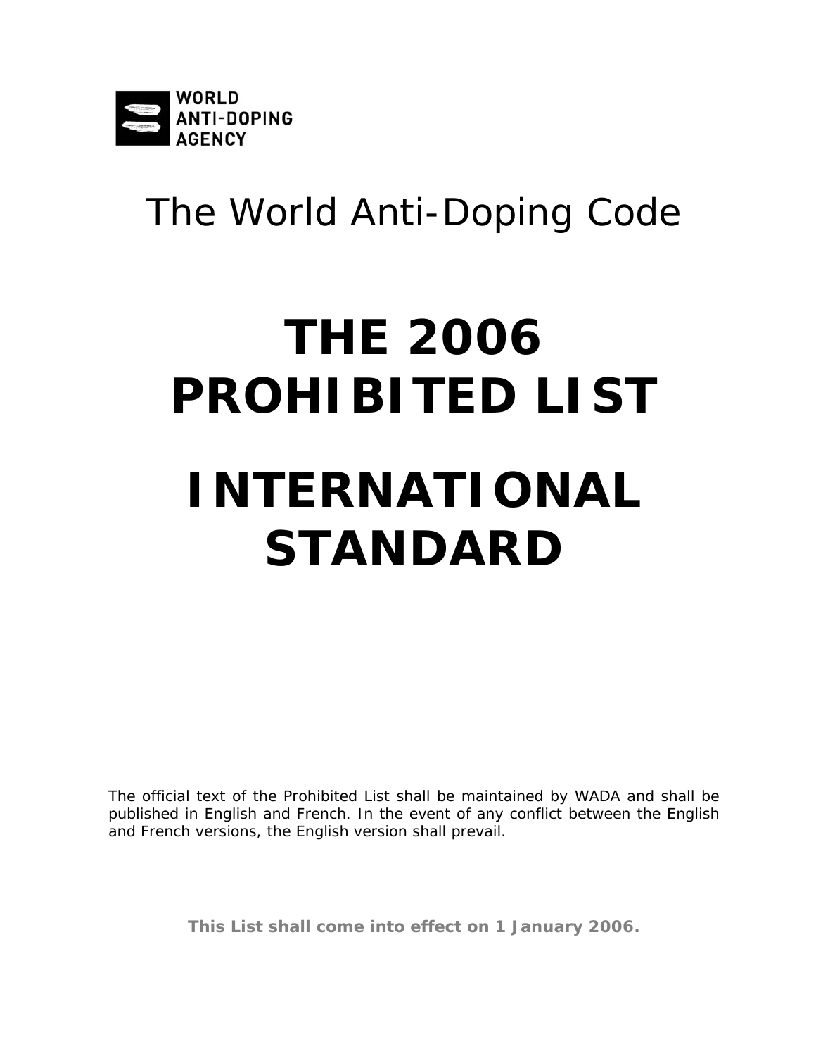WORLD ANTI-DOPING AGENCY

The World Anti-Doping Code

# THE 2006 PROHIBITED LIST

# INTERNATIONAL STANDARD

The official text of the Prohibited List shall be maintained by WADA and shall be published in English and French. In the event of any conflict between the English and French versions, the English version shall prevail.

**This List shall come into effect on 1 January 2006.**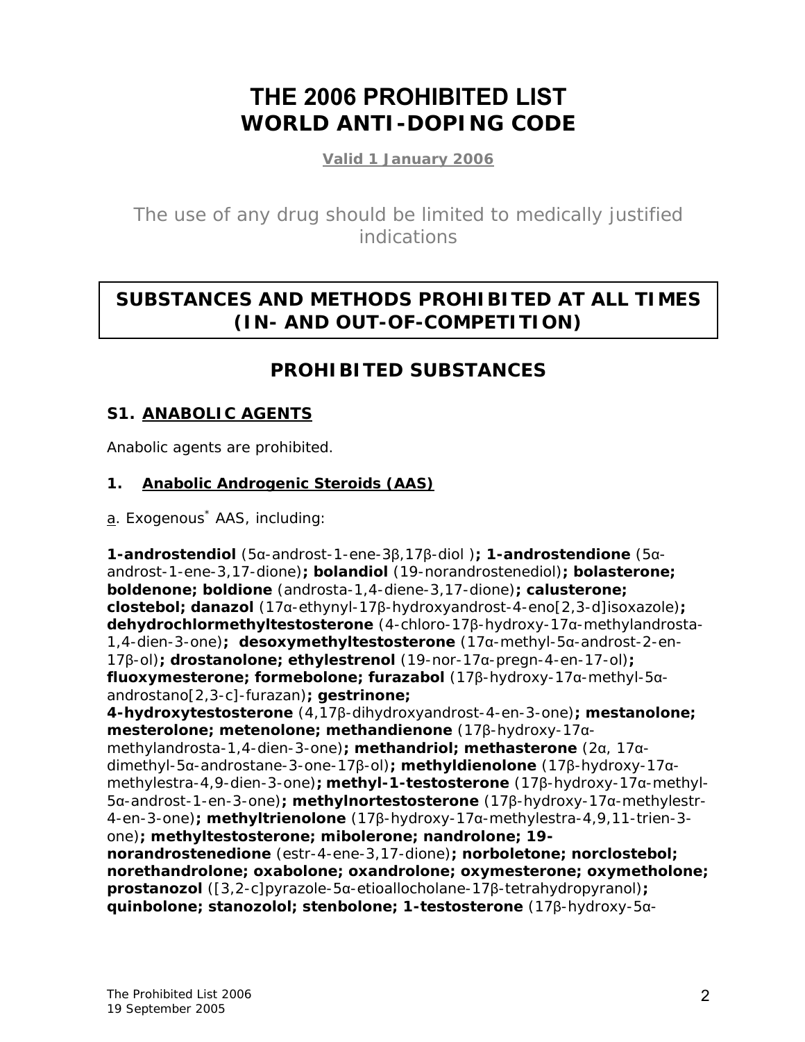# THE 2006 PROHIBITED LIST
# WORLD ANTI-DOPING CODE

**Valid 1 January 2006**

The use of any drug should be limited to medically justified indications

## SUBSTANCES AND METHODS PROHIBITED AT ALL TIMES (IN- AND OUT-OF-COMPETITION)

## PROHIBITED SUBSTANCES

### S1. ANABOLIC AGENTS

Anabolic agents are prohibited.

#### 1. Anabolic Androgenic Steroids (AAS)

a. Exogenous* AAS, including:

**1-androstendiol** (5α-androst-1-ene-3β,17β-diol )**; 1-androstendione** (5α-androst-1-ene-3,17-dione)**; bolandiol** (19-norandrostenediol)**; bolasterone; boldenone; boldione** (androsta-1,4-diene-3,17-dione)**; calusterone; clostebol; danazol** (17α-ethynyl-17β-hydroxyandrost-4-eno[2,3-d]isoxazole)**; dehydrochlormethyltestosterone** (4-chloro-17β-hydroxy-17α-methylandrosta-1,4-dien-3-one)**; desoxymethyltestosterone** (17α-methyl-5α-androst-2-en-17β-ol)**; drostanolone; ethylestrenol** (19-nor-17α-pregn-4-en-17-ol)**; fluoxymesterone; formebolone; furazabol** (17β-hydroxy-17α-methyl-5α-androstano[2,3-c]-furazan)**; gestrinone; 4-hydroxytestosterone** (4,17β-dihydroxyandrost-4-en-3-one)**; mestanolone; mesterolone; metenolone; methandienone** (17β-hydroxy-17α-methylandrosta-1,4-dien-3-one)**; methandriol; methasterone** (2α, 17α-dimethyl-5α-androstane-3-one-17β-ol)**; methyldienolone** (17β-hydroxy-17α-methylestra-4,9-dien-3-one)**; methyl-1-testosterone** (17β-hydroxy-17α-methyl-5α-androst-1-en-3-one)**; methylnortestosterone** (17β-hydroxy-17α-methylestr-4-en-3-one)**; methyltrienolone** (17β-hydroxy-17α-methylestra-4,9,11-trien-3-one)**; methyltestosterone; mibolerone; nandrolone; 19-norandrostenedione** (estr-4-ene-3,17-dione)**; norboletone; norclostebol; norethandrolone; oxabolone; oxandrolone; oxymesterone; oxymetholone; prostanozol** ([3,2-c]pyrazole-5α-etioallocholane-17β-tetrahydropyranol)**; quinbolone; stanozolol; stenbolone; 1-testosterone** (17β-hydroxy-5α-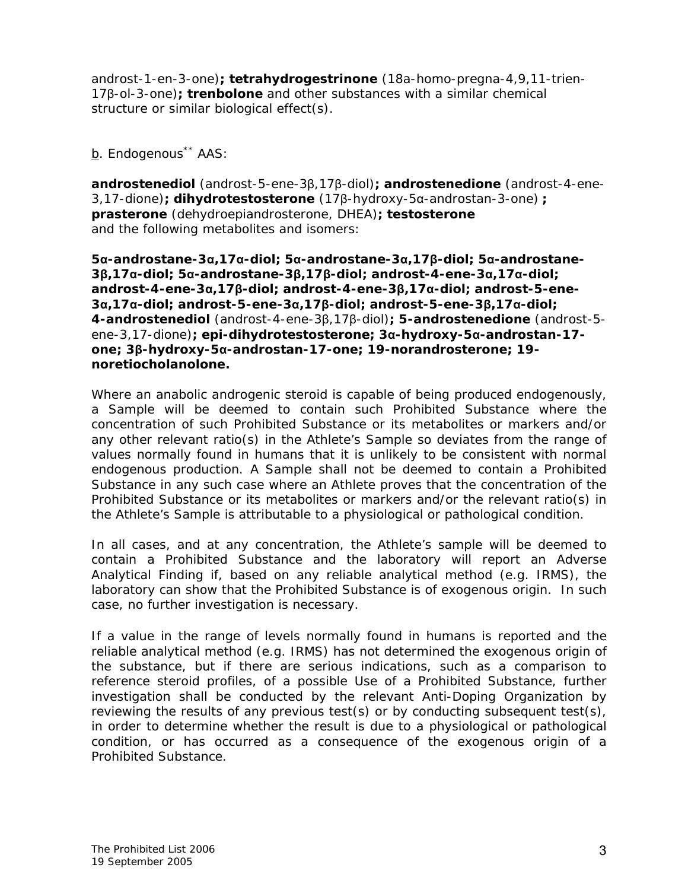androst-1-en-3-one)**; tetrahydrogestrinone** (18a-homo-pregna-4,9,11-trien-17β-ol-3-one)**; trenbolone** and other substances with a similar chemical structure or similar biological effect(s).

b. Endogenous[**] AAS:

**androstenediol** (androst-5-ene-3β,17β-diol)**; androstenedione** (androst-4-ene-3,17-dione)**; dihydrotestosterone** (17β-hydroxy-5α-androstan-3-one) **; prasterone** (dehydroepiandrosterone, DHEA)**; testosterone** and the following metabolites and isomers:

**5α-androstane-3α,17α-diol; 5α-androstane-3α,17β-diol; 5α-androstane-3β,17α-diol; 5α-androstane-3β,17β-diol; androst-4-ene-3α,17α-diol; androst-4-ene-3α,17β-diol; androst-4-ene-3β,17α-diol; androst-5-ene-3α,17α-diol; androst-5-ene-3α,17β-diol; androst-5-ene-3β,17α-diol; 4-androstenediol** (androst-4-ene-3β,17β-diol)**; 5-androstenedione** (androst-5-ene-3,17-dione)**; epi-dihydrotestosterone; 3α-hydroxy-5α-androstan-17-one; 3β-hydroxy-5α-androstan-17-one; 19-norandrosterone; 19-noretiocholanolone.**

Where an anabolic androgenic steroid is capable of being produced endogenously, a Sample will be deemed to contain such Prohibited Substance where the concentration of such Prohibited Substance or its metabolites or markers and/or any other relevant ratio(s) in the Athlete's Sample so deviates from the range of values normally found in humans that it is unlikely to be consistent with normal endogenous production. A Sample shall not be deemed to contain a Prohibited Substance in any such case where an Athlete proves that the concentration of the Prohibited Substance or its metabolites or markers and/or the relevant ratio(s) in the Athlete's Sample is attributable to a physiological or pathological condition.

In all cases, and at any concentration, the Athlete's sample will be deemed to contain a Prohibited Substance and the laboratory will report an Adverse Analytical Finding if, based on any reliable analytical method (e.g. IRMS), the laboratory can show that the Prohibited Substance is of exogenous origin. In such case, no further investigation is necessary.

If a value in the range of levels normally found in humans is reported and the reliable analytical method (e.g. IRMS) has not determined the exogenous origin of the substance, but if there are serious indications, such as a comparison to reference steroid profiles, of a possible Use of a Prohibited Substance, further investigation shall be conducted by the relevant Anti-Doping Organization by reviewing the results of any previous test(s) or by conducting subsequent test(s), in order to determine whether the result is due to a physiological or pathological condition, or has occurred as a consequence of the exogenous origin of a Prohibited Substance.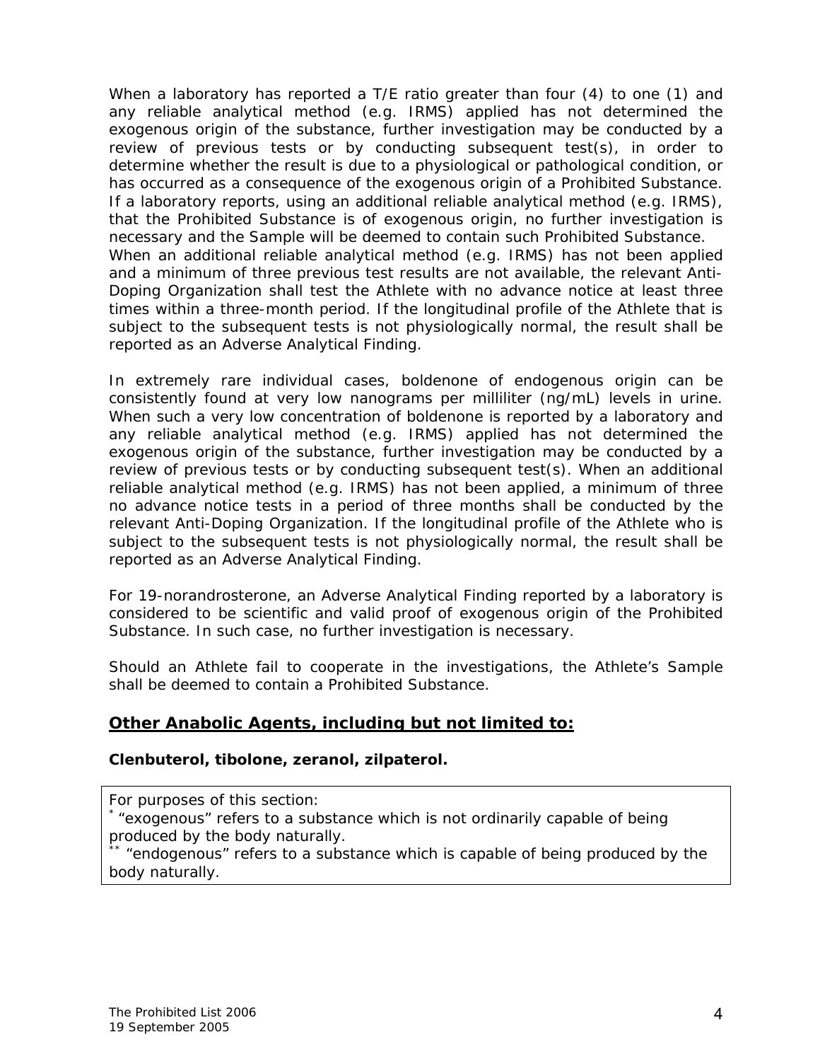When a laboratory has reported a T/E ratio greater than four (4) to one (1) and any reliable analytical method (e.g. IRMS) applied has not determined the exogenous origin of the substance, further investigation may be conducted by a review of previous tests or by conducting subsequent test(s), in order to determine whether the result is due to a physiological or pathological condition, or has occurred as a consequence of the exogenous origin of a Prohibited Substance. If a laboratory reports, using an additional reliable analytical method (e.g. IRMS), that the Prohibited Substance is of exogenous origin, no further investigation is necessary and the Sample will be deemed to contain such Prohibited Substance. When an additional reliable analytical method (e.g. IRMS) has not been applied and a minimum of three previous test results are not available, the relevant Anti-Doping Organization shall test the Athlete with no advance notice at least three times within a three-month period. If the longitudinal profile of the Athlete that is subject to the subsequent tests is not physiologically normal, the result shall be reported as an Adverse Analytical Finding.

In extremely rare individual cases, boldenone of endogenous origin can be consistently found at very low nanograms per milliliter (ng/mL) levels in urine. When such a very low concentration of boldenone is reported by a laboratory and any reliable analytical method (e.g. IRMS) applied has not determined the exogenous origin of the substance, further investigation may be conducted by a review of previous tests or by conducting subsequent test(s). When an additional reliable analytical method (e.g. IRMS) has not been applied, a minimum of three no advance notice tests in a period of three months shall be conducted by the relevant Anti-Doping Organization. If the longitudinal profile of the Athlete who is subject to the subsequent tests is not physiologically normal, the result shall be reported as an Adverse Analytical Finding.

For 19-norandrosterone, an Adverse Analytical Finding reported by a laboratory is considered to be scientific and valid proof of exogenous origin of the Prohibited Substance. In such case, no further investigation is necessary.

Should an Athlete fail to cooperate in the investigations, the Athlete's Sample shall be deemed to contain a Prohibited Substance.

## **Other Anabolic Agents, including but not limited to:**

**Clenbuterol, tibolone, zeranol, zilpaterol.**

For purposes of this section:
[*] "exogenous" refers to a substance which is not ordinarily capable of being produced by the body naturally.
[**] "endogenous" refers to a substance which is capable of being produced by the body naturally.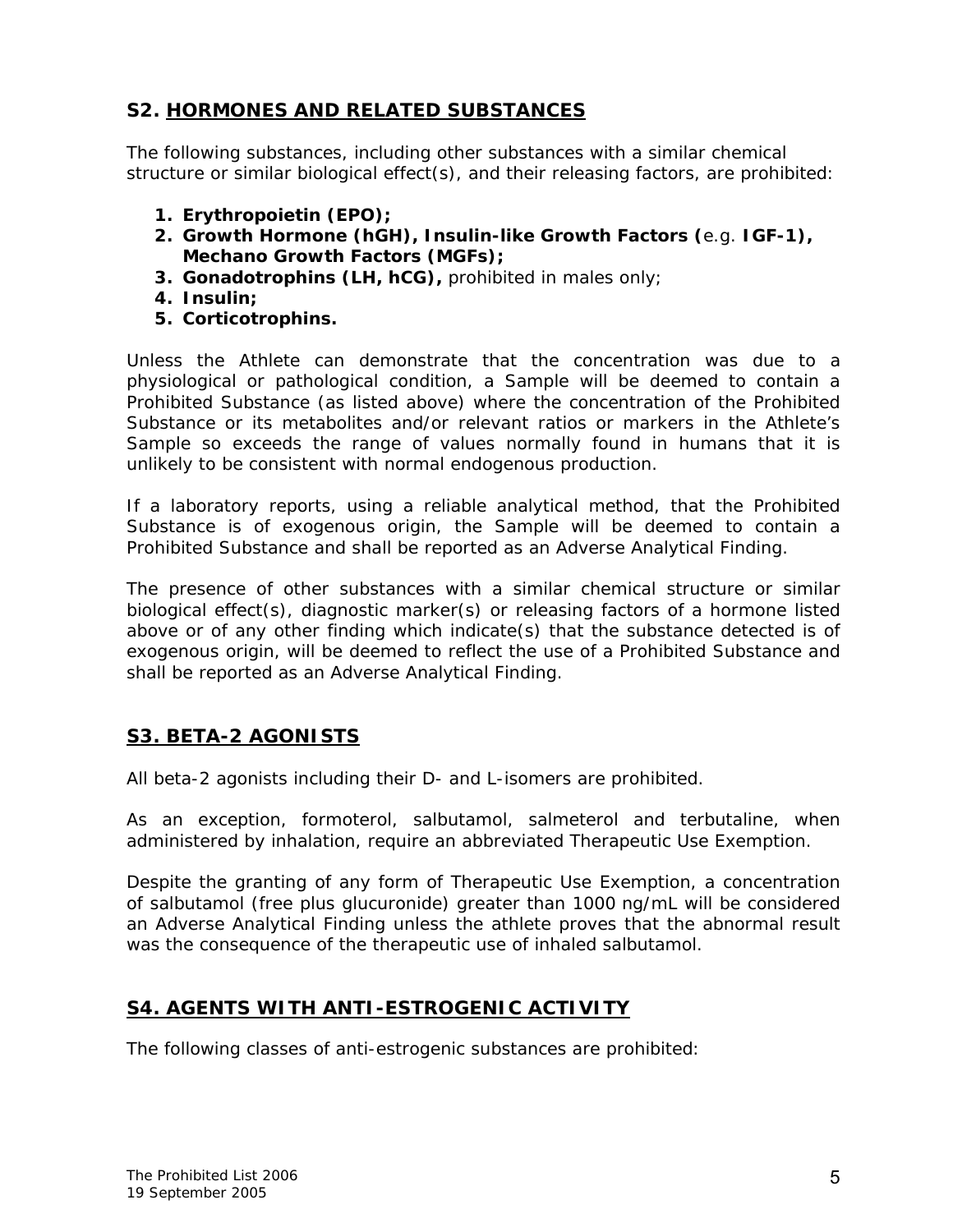## S2. HORMONES AND RELATED SUBSTANCES

The following substances, including other substances with a similar chemical structure or similar biological effect(s), and their releasing factors, are prohibited:

1. **Erythropoietin (EPO);**
2. **Growth Hormone (hGH), Insulin-like Growth Factors (**e.g. **IGF-1), Mechano Growth Factors (MGFs);**
3. **Gonadotrophins (LH, hCG),** prohibited in males only;
4. **Insulin;**
5. **Corticotrophins.**

Unless the Athlete can demonstrate that the concentration was due to a physiological or pathological condition, a Sample will be deemed to contain a Prohibited Substance (as listed above) where the concentration of the Prohibited Substance or its metabolites and/or relevant ratios or markers in the Athlete's Sample so exceeds the range of values normally found in humans that it is unlikely to be consistent with normal endogenous production.

If a laboratory reports, using a reliable analytical method, that the Prohibited Substance is of exogenous origin, the Sample will be deemed to contain a Prohibited Substance and shall be reported as an Adverse Analytical Finding.

The presence of other substances with a similar chemical structure or similar biological effect(s), diagnostic marker(s) or releasing factors of a hormone listed above or of any other finding which indicate(s) that the substance detected is of exogenous origin, will be deemed to reflect the use of a Prohibited Substance and shall be reported as an Adverse Analytical Finding.

## S3. BETA-2 AGONISTS

All beta-2 agonists including their D- and L-isomers are prohibited.

As an exception, formoterol, salbutamol, salmeterol and terbutaline, when administered by inhalation, require an abbreviated Therapeutic Use Exemption.

Despite the granting of any form of Therapeutic Use Exemption, a concentration of salbutamol (free plus glucuronide) greater than 1000 ng/mL will be considered an Adverse Analytical Finding unless the athlete proves that the abnormal result was the consequence of the therapeutic use of inhaled salbutamol.

## S4. AGENTS WITH ANTI-ESTROGENIC ACTIVITY

The following classes of anti-estrogenic substances are prohibited: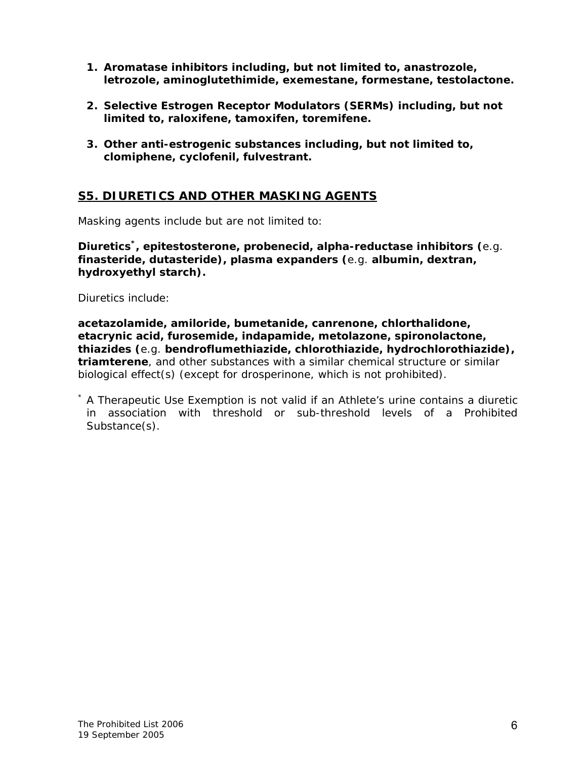1. **Aromatase inhibitors including, but not limited to, anastrozole, letrozole, aminoglutethimide, exemestane, formestane, testolactone.**

2. **Selective Estrogen Receptor Modulators (SERMs) including, but not limited to, raloxifene, tamoxifen, toremifene.**

3. **Other anti-estrogenic substances including, but not limited to, clomiphene, cyclofenil, fulvestrant.**

## S5. DIURETICS AND OTHER MASKING AGENTS

Masking agents include but are not limited to:

**Diuretics[*], epitestosterone, probenecid, alpha-reductase inhibitors (**e.g. **finasteride, dutasteride), plasma expanders (**e.g. **albumin, dextran, hydroxyethyl starch).**

Diuretics include:

**acetazolamide, amiloride, bumetanide, canrenone, chlorthalidone, etacrynic acid, furosemide, indapamide, metolazone, spironolactone, thiazides (**e.g. **bendroflumethiazide, chlorothiazide, hydrochlorothiazide), triamterene**, and other substances with a similar chemical structure or similar biological effect(s) (except for drosperinone, which is not prohibited).

[*] A Therapeutic Use Exemption is not valid if an Athlete's urine contains a diuretic in association with threshold or sub-threshold levels of a Prohibited Substance(s).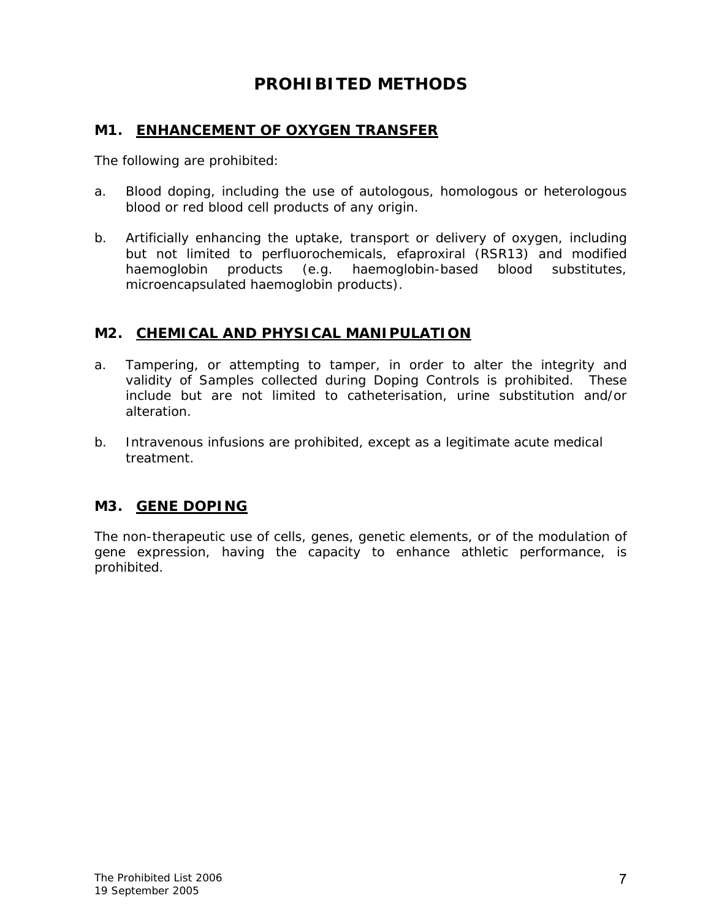# PROHIBITED METHODS

## M1. ENHANCEMENT OF OXYGEN TRANSFER

The following are prohibited:

a. Blood doping, including the use of autologous, homologous or heterologous blood or red blood cell products of any origin.

b. Artificially enhancing the uptake, transport or delivery of oxygen, including but not limited to perfluorochemicals, efaproxiral (RSR13) and modified haemoglobin products (e.g. haemoglobin-based blood substitutes, microencapsulated haemoglobin products).

## M2. CHEMICAL AND PHYSICAL MANIPULATION

a. Tampering, or attempting to tamper, in order to alter the integrity and validity of Samples collected during Doping Controls is prohibited. These include but are not limited to catheterisation, urine substitution and/or alteration.

b. Intravenous infusions are prohibited, except as a legitimate acute medical treatment.

## M3. GENE DOPING

The non-therapeutic use of cells, genes, genetic elements, or of the modulation of gene expression, having the capacity to enhance athletic performance, is prohibited.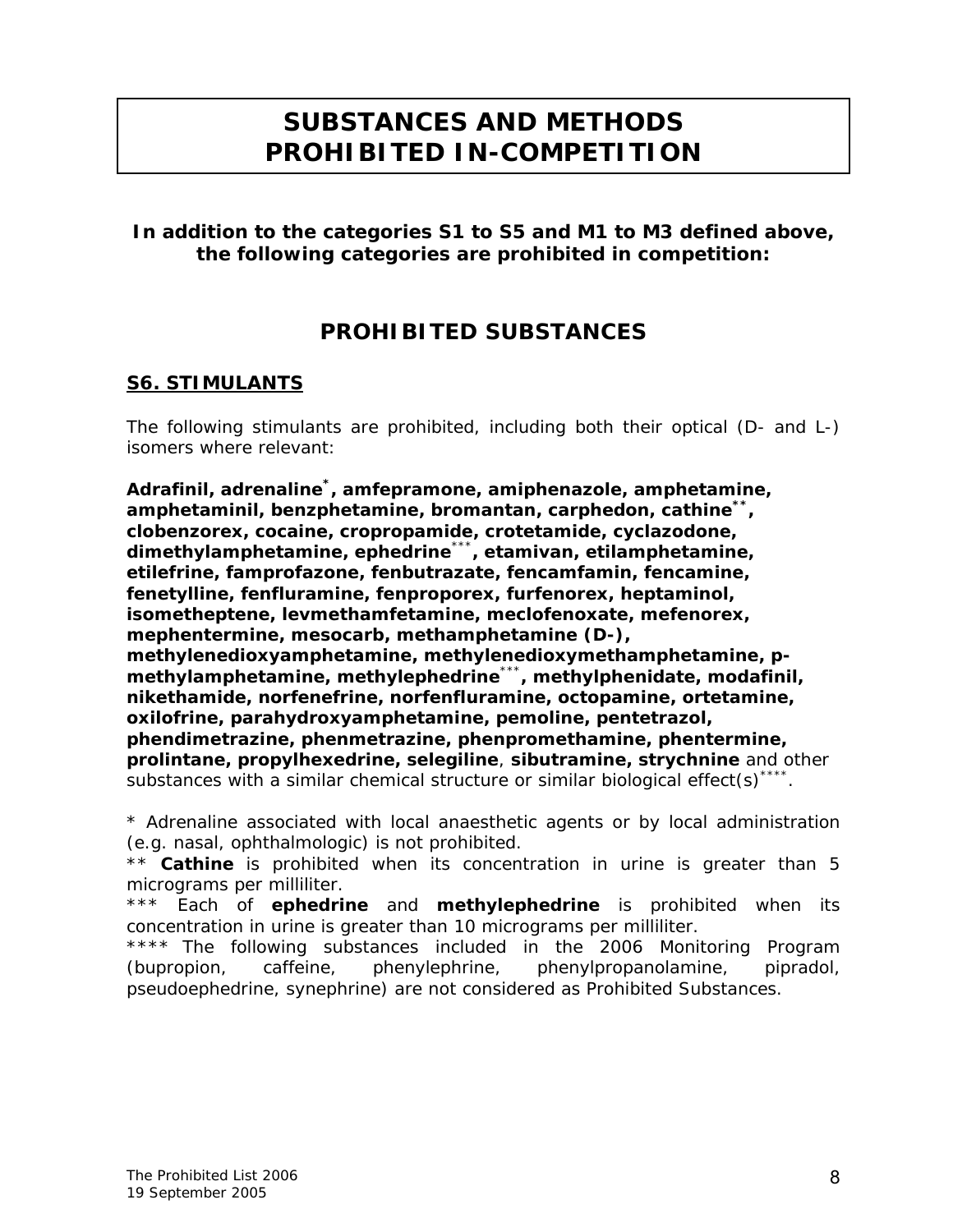# SUBSTANCES AND METHODS PROHIBITED IN-COMPETITION

**In addition to the categories S1 to S5 and M1 to M3 defined above, the following categories are prohibited in competition:**

## PROHIBITED SUBSTANCES

### S6. STIMULANTS

The following stimulants are prohibited, including both their optical (D- and L-) isomers where relevant:

**Adrafinil, adrenaline*, amfepramone, amiphenazole, amphetamine, amphetaminil, benzphetamine, bromantan, carphedon, cathine**, clobenzorex, cocaine, cropropamide, crotetamide, cyclazodone, dimethylamphetamine, ephedrine***, etamivan, etilamphetamine, etilefrine, famprofazone, fenbutrazate, fencamfamin, fencamine, fenetylline, fenfluramine, fenproporex, furfenorex, heptaminol, isometheptene, levmethamfetamine, meclofenoxate, mefenorex, mephentermine, mesocarb, methamphetamine (D-), methylenedioxyamphetamine, methylenedioxymethamphetamine, p-methylamphetamine, methylephedrine***, methylphenidate, modafinil, nikethamide, norfenefrine, norfenfluramine, octopamine, ortetamine, oxilofrine, parahydroxyamphetamine, pemoline, pentetrazol, phendimetrazine, phenmetrazine, phenpromethamine, phentermine, prolintane, propylhexedrine, selegiline**, **sibutramine, strychnine** and other substances with a similar chemical structure or similar biological effect(s)****.

* Adrenaline associated with local anaesthetic agents or by local administration (e.g. nasal, ophthalmologic) is not prohibited.

** **Cathine** is prohibited when its concentration in urine is greater than 5 micrograms per milliliter.

*** Each of **ephedrine** and **methylephedrine** is prohibited when its concentration in urine is greater than 10 micrograms per milliliter.

**** The following substances included in the 2006 Monitoring Program (bupropion, caffeine, phenylephrine, phenylpropanolamine, pipradol, pseudoephedrine, synephrine) are not considered as Prohibited Substances.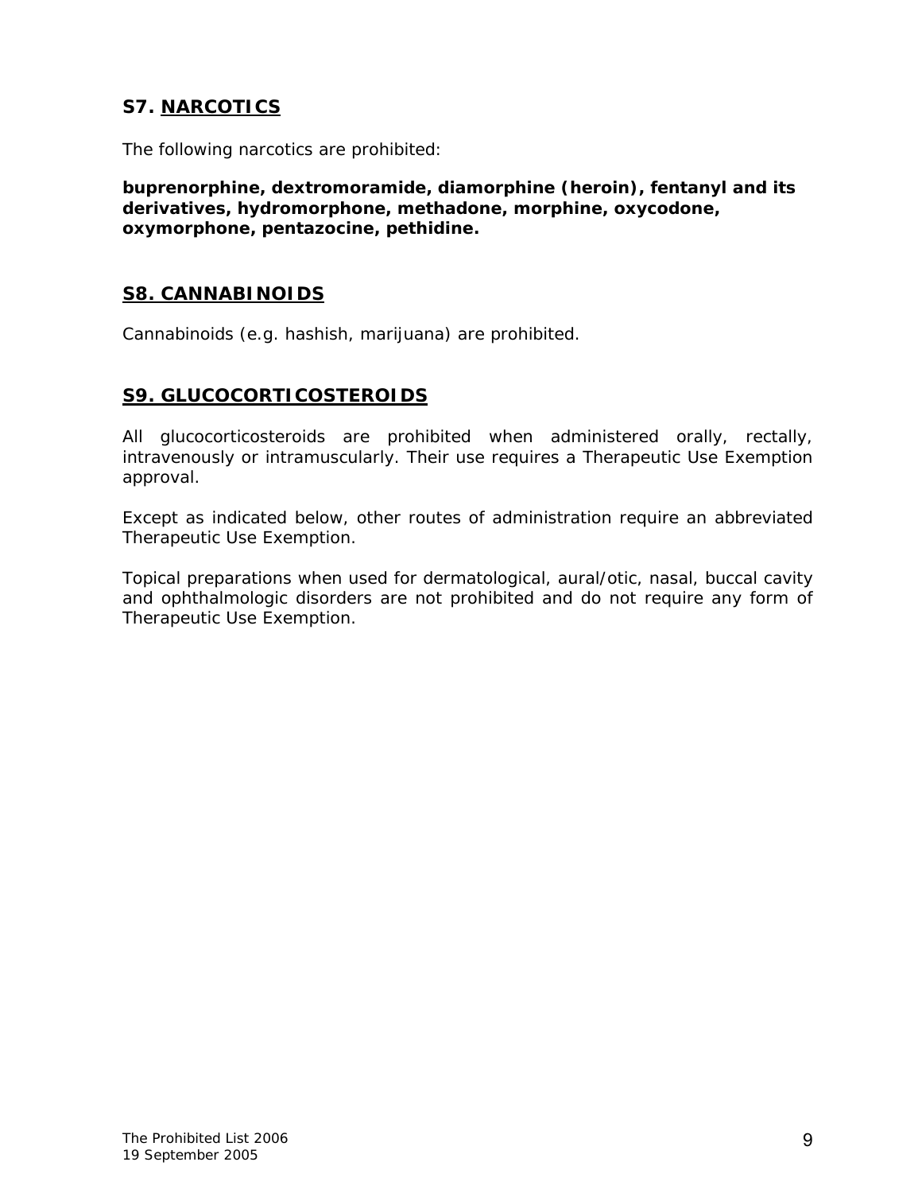## S7. NARCOTICS

The following narcotics are prohibited:

**buprenorphine, dextromoramide, diamorphine (heroin), fentanyl and its derivatives, hydromorphone, methadone, morphine, oxycodone, oxymorphone, pentazocine, pethidine.**

## S8. CANNABINOIDS

Cannabinoids (e.g. hashish, marijuana) are prohibited.

## S9. GLUCOCORTICOSTEROIDS

All glucocorticosteroids are prohibited when administered orally, rectally, intravenously or intramuscularly. Their use requires a Therapeutic Use Exemption approval.

Except as indicated below, other routes of administration require an abbreviated Therapeutic Use Exemption.

Topical preparations when used for dermatological, aural/otic, nasal, buccal cavity and ophthalmologic disorders are not prohibited and do not require any form of Therapeutic Use Exemption.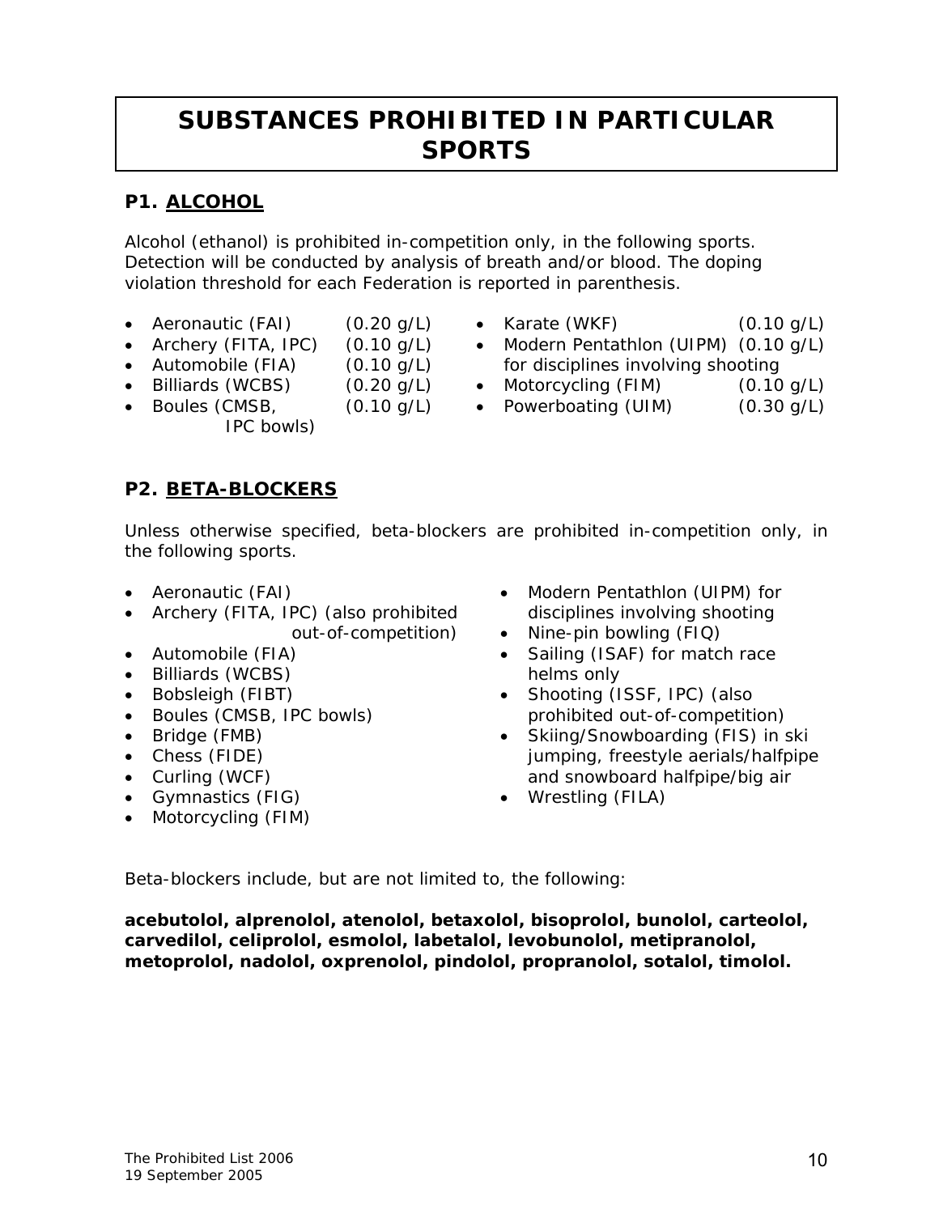# SUBSTANCES PROHIBITED IN PARTICULAR SPORTS

## P1. ALCOHOL

Alcohol (ethanol) is prohibited in-competition only, in the following sports. Detection will be conducted by analysis of breath and/or blood. The doping violation threshold for each Federation is reported in parenthesis.

- Aeronautic (FAI) (0.20 g/L)
- Archery (FITA, IPC) (0.10 g/L)
- Automobile (FIA) (0.10 g/L)
- Billiards (WCBS) (0.20 g/L)
- Boules (CMSB, IPC bowls) (0.10 g/L)
- Karate (WKF) (0.10 g/L)
- Modern Pentathlon (UIPM) (0.10 g/L) for disciplines involving shooting
- Motorcycling (FIM) (0.10 g/L)
- Powerboating (UIM) (0.30 g/L)

## P2. BETA-BLOCKERS

Unless otherwise specified, beta-blockers are prohibited in-competition only, in the following sports.

- Aeronautic (FAI)
- Archery (FITA, IPC) (also prohibited out-of-competition)
- Automobile (FIA)
- Billiards (WCBS)
- Bobsleigh (FIBT)
- Boules (CMSB, IPC bowls)
- Bridge (FMB)
- Chess (FIDE)
- Curling (WCF)
- Gymnastics (FIG)
- Motorcycling (FIM)
- Modern Pentathlon (UIPM) for disciplines involving shooting
- Nine-pin bowling (FIQ)
- Sailing (ISAF) for match race helms only
- Shooting (ISSF, IPC) (also prohibited out-of-competition)
- Skiing/Snowboarding (FIS) in ski jumping, freestyle aerials/halfpipe and snowboard halfpipe/big air
- Wrestling (FILA)

Beta-blockers include, but are not limited to, the following:

**acebutolol, alprenolol, atenolol, betaxolol, bisoprolol, bunolol, carteolol, carvedilol, celiprolol, esmolol, labetalol, levobunolol, metipranolol, metoprolol, nadolol, oxprenolol, pindolol, propranolol, sotalol, timolol.**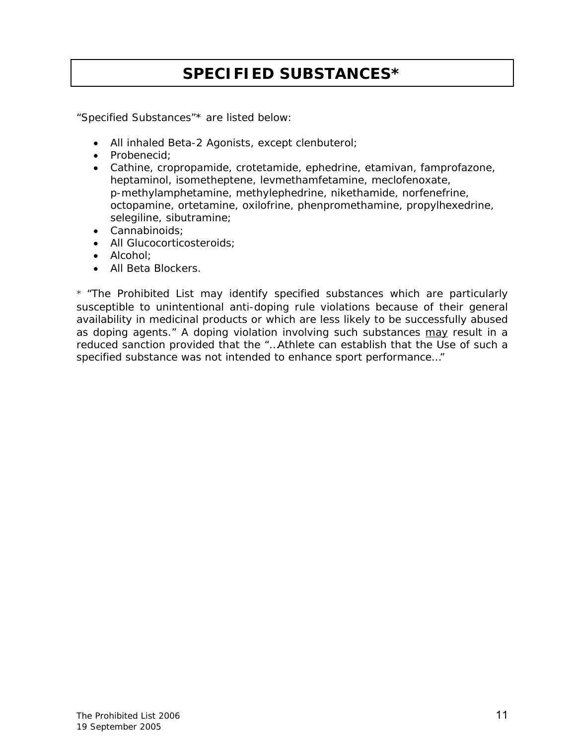# SPECIFIED SUBSTANCES*

"Specified Substances"* are listed below:

- All inhaled Beta-2 Agonists, except clenbuterol;
- Probenecid;
- Cathine, cropropamide, crotetamide, ephedrine, etamivan, famprofazone, heptaminol, isometheptene, levmethamfetamine, meclofenoxate, p-methylamphetamine, methylephedrine, nikethamide, norfenefrine, octopamine, ortetamine, oxilofrine, phenpromethamine, propylhexedrine, selegiline, sibutramine;
- Cannabinoids;
- All Glucocorticosteroids;
- Alcohol;
- All Beta Blockers.

* "The Prohibited List may identify specified substances which are particularly susceptible to unintentional anti-doping rule violations because of their general availability in medicinal products or which are less likely to be successfully abused as doping agents." A doping violation involving such substances <u>may</u> result in a reduced sanction provided that the "…Athlete can establish that the Use of such a specified substance was not intended to enhance sport performance…"